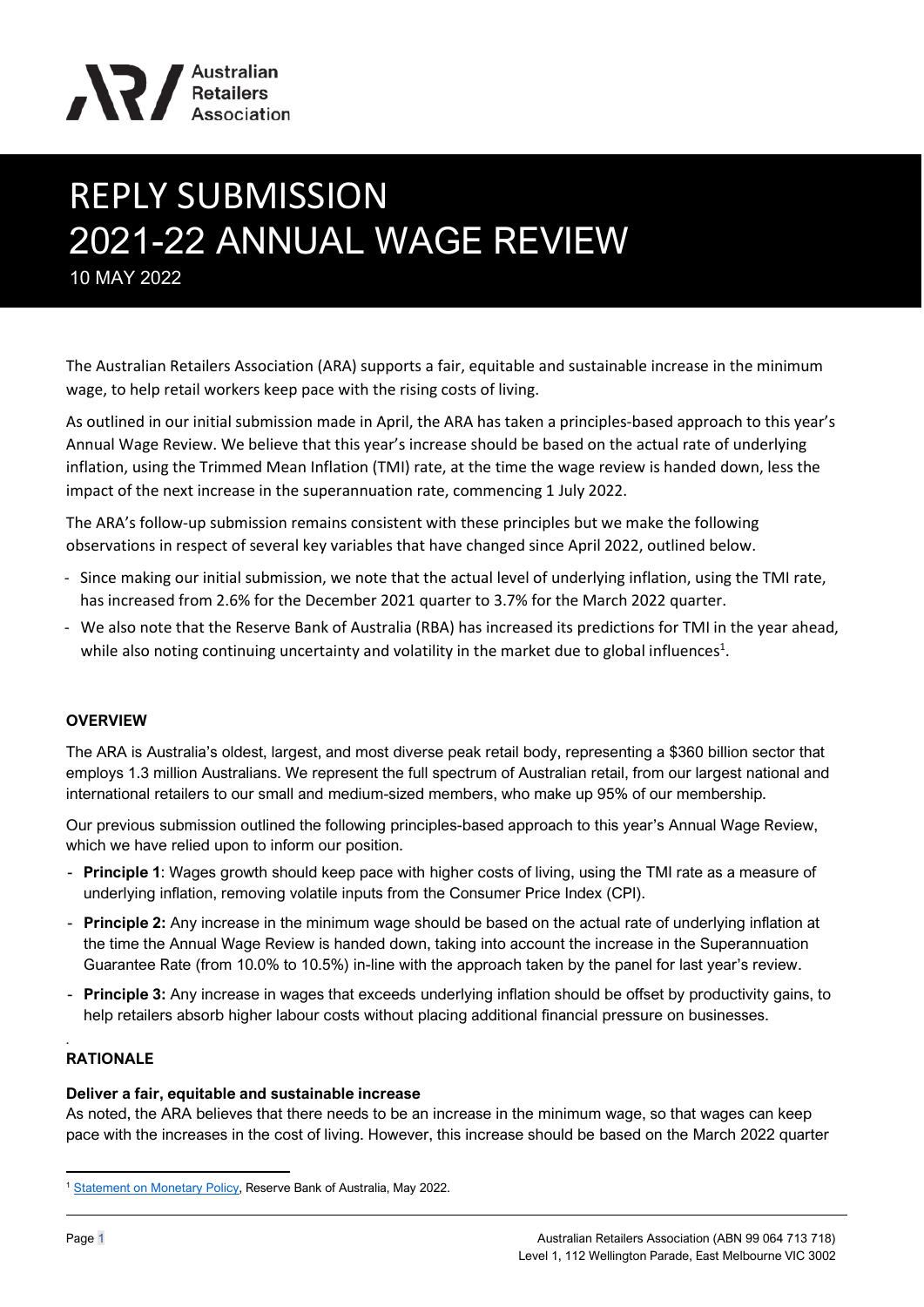# REPLY SUBMISSION 2021-22 ANNUAL WAGE REVIEW

10 MAY 2022

The Australian Retailers Association (ARA) supports a fair, equitable and sustainable increase in the minimum wage, to help retail workers keep pace with the rising costs of living.

As outlined in our initial submission made in April, the ARA has taken a principles-based approach to this year's Annual Wage Review. We believe that this year's increase should be based on the actual rate of underlying inflation, using the Trimmed Mean Inflation (TMI) rate, at the time the wage review is handed down, less the impact of the next increase in the superannuation rate, commencing 1 July 2022.

The ARA's follow-up submission remains consistent with these principles but we make the following observations in respect of several key variables that have changed since April 2022, outlined below.

- Since making our initial submission, we note that the actual level of underlying inflation, using the TMI rate, has increased from 2.6% for the December 2021 quarter to 3.7% for the March 2022 quarter.
- We also note that the Reserve Bank of Australia (RBA) has increased its predictions for TMI in the year ahead, while also noting continuing uncertainty and volatility in the market due to global influences[1].

### OVERVIEW

The ARA is Australia's oldest, largest, and most diverse peak retail body, representing a $360 billion sector that employs 1.3 million Australians. We represent the full spectrum of Australian retail, from our largest national and international retailers to our small and medium-sized members, who make up 95% of our membership.

Our previous submission outlined the following principles-based approach to this year's Annual Wage Review, which we have relied upon to inform our position.

- **Principle 1**: Wages growth should keep pace with higher costs of living, using the TMI rate as a measure of underlying inflation, removing volatile inputs from the Consumer Price Index (CPI).
- **Principle 2:** Any increase in the minimum wage should be based on the actual rate of underlying inflation at the time the Annual Wage Review is handed down, taking into account the increase in the Superannuation Guarantee Rate (from 10.0% to 10.5%) in-line with the approach taken by the panel for last year's review.
- **Principle 3:** Any increase in wages that exceeds underlying inflation should be offset by productivity gains, to help retailers absorb higher labour costs without placing additional financial pressure on businesses.

### RATIONALE

**Deliver a fair, equitable and sustainable increase**

As noted, the ARA believes that there needs to be an increase in the minimum wage, so that wages can keep pace with the increases in the cost of living. However, this increase should be based on the March 2022 quarter

[1] Statement on Monetary Policy, Reserve Bank of Australia, May 2022.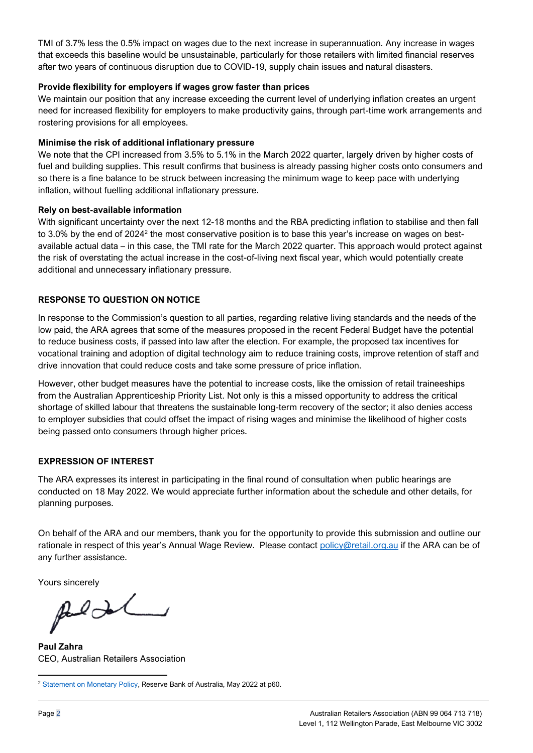TMI of 3.7% less the 0.5% impact on wages due to the next increase in superannuation. Any increase in wages that exceeds this baseline would be unsustainable, particularly for those retailers with limited financial reserves after two years of continuous disruption due to COVID-19, supply chain issues and natural disasters.

**Provide flexibility for employers if wages grow faster than prices**

We maintain our position that any increase exceeding the current level of underlying inflation creates an urgent need for increased flexibility for employers to make productivity gains, through part-time work arrangements and rostering provisions for all employees.

**Minimise the risk of additional inflationary pressure**

We note that the CPI increased from 3.5% to 5.1% in the March 2022 quarter, largely driven by higher costs of fuel and building supplies. This result confirms that business is already passing higher costs onto consumers and so there is a fine balance to be struck between increasing the minimum wage to keep pace with underlying inflation, without fuelling additional inflationary pressure.

**Rely on best-available information**

With significant uncertainty over the next 12-18 months and the RBA predicting inflation to stabilise and then fall to 3.0% by the end of 2024[2] the most conservative position is to base this year's increase on wages on best-available actual data – in this case, the TMI rate for the March 2022 quarter. This approach would protect against the risk of overstating the actual increase in the cost-of-living next fiscal year, which would potentially create additional and unnecessary inflationary pressure.

## RESPONSE TO QUESTION ON NOTICE

In response to the Commission's question to all parties, regarding relative living standards and the needs of the low paid, the ARA agrees that some of the measures proposed in the recent Federal Budget have the potential to reduce business costs, if passed into law after the election. For example, the proposed tax incentives for vocational training and adoption of digital technology aim to reduce training costs, improve retention of staff and drive innovation that could reduce costs and take some pressure of price inflation.

However, other budget measures have the potential to increase costs, like the omission of retail traineeships from the Australian Apprenticeship Priority List. Not only is this a missed opportunity to address the critical shortage of skilled labour that threatens the sustainable long-term recovery of the sector; it also denies access to employer subsidies that could offset the impact of rising wages and minimise the likelihood of higher costs being passed onto consumers through higher prices.

## EXPRESSION OF INTEREST

The ARA expresses its interest in participating in the final round of consultation when public hearings are conducted on 18 May 2022. We would appreciate further information about the schedule and other details, for planning purposes.

On behalf of the ARA and our members, thank you for the opportunity to provide this submission and outline our rationale in respect of this year's Annual Wage Review. Please contact policy@retail.org.au if the ARA can be of any further assistance.

Yours sincerely

**Paul Zahra**
CEO, Australian Retailers Association

[2] Statement on Monetary Policy, Reserve Bank of Australia, May 2022 at p60.